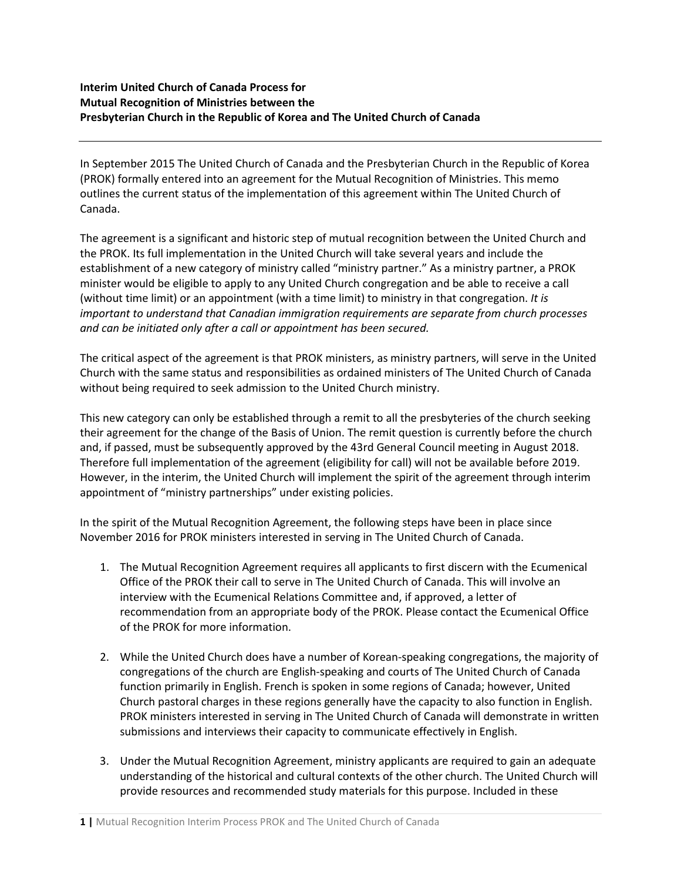**Interim United Church of Canada Process for**
**Mutual Recognition of Ministries between the**
**Presbyterian Church in the Republic of Korea and The United Church of Canada**

---

In September 2015 The United Church of Canada and the Presbyterian Church in the Republic of Korea (PROK) formally entered into an agreement for the Mutual Recognition of Ministries. This memo outlines the current status of the implementation of this agreement within The United Church of Canada.

The agreement is a significant and historic step of mutual recognition between the United Church and the PROK. Its full implementation in the United Church will take several years and include the establishment of a new category of ministry called "ministry partner." As a ministry partner, a PROK minister would be eligible to apply to any United Church congregation and be able to receive a call (without time limit) or an appointment (with a time limit) to ministry in that congregation. *It is important to understand that Canadian immigration requirements are separate from church processes and can be initiated only after a call or appointment has been secured.*

The critical aspect of the agreement is that PROK ministers, as ministry partners, will serve in the United Church with the same status and responsibilities as ordained ministers of The United Church of Canada without being required to seek admission to the United Church ministry.

This new category can only be established through a remit to all the presbyteries of the church seeking their agreement for the change of the Basis of Union. The remit question is currently before the church and, if passed, must be subsequently approved by the 43rd General Council meeting in August 2018. Therefore full implementation of the agreement (eligibility for call) will not be available before 2019. However, in the interim, the United Church will implement the spirit of the agreement through interim appointment of "ministry partnerships" under existing policies.

In the spirit of the Mutual Recognition Agreement, the following steps have been in place since November 2016 for PROK ministers interested in serving in The United Church of Canada.

1. The Mutual Recognition Agreement requires all applicants to first discern with the Ecumenical Office of the PROK their call to serve in The United Church of Canada. This will involve an interview with the Ecumenical Relations Committee and, if approved, a letter of recommendation from an appropriate body of the PROK. Please contact the Ecumenical Office of the PROK for more information.

2. While the United Church does have a number of Korean-speaking congregations, the majority of congregations of the church are English-speaking and courts of The United Church of Canada function primarily in English. French is spoken in some regions of Canada; however, United Church pastoral charges in these regions generally have the capacity to also function in English. PROK ministers interested in serving in The United Church of Canada will demonstrate in written submissions and interviews their capacity to communicate effectively in English.

3. Under the Mutual Recognition Agreement, ministry applicants are required to gain an adequate understanding of the historical and cultural contexts of the other church. The United Church will provide resources and recommended study materials for this purpose. Included in these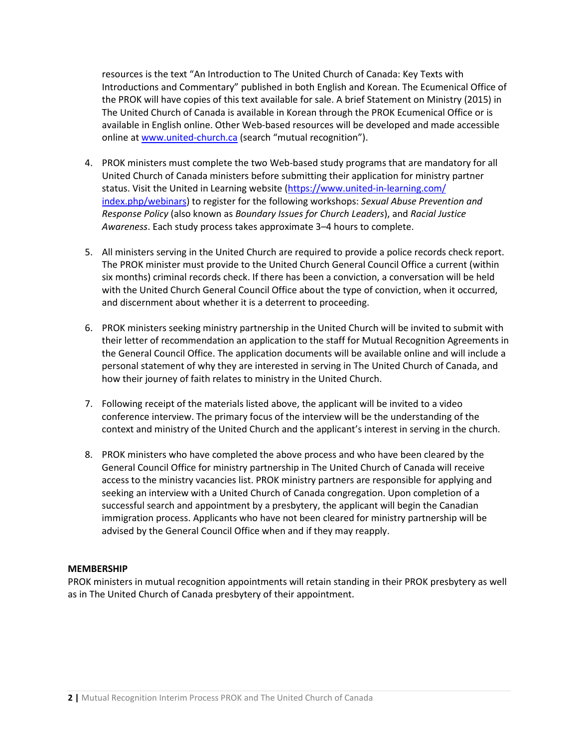resources is the text "An Introduction to The United Church of Canada: Key Texts with Introductions and Commentary" published in both English and Korean. The Ecumenical Office of the PROK will have copies of this text available for sale. A brief Statement on Ministry (2015) in The United Church of Canada is available in Korean through the PROK Ecumenical Office or is available in English online. Other Web-based resources will be developed and made accessible online at [www.united-church.ca](http://www.united-church.ca) (search "mutual recognition").

4. PROK ministers must complete the two Web-based study programs that are mandatory for all United Church of Canada ministers before submitting their application for ministry partner status. Visit the United in Learning website ([https://www.united-in-learning.com/index.php/webinars](https://www.united-in-learning.com/index.php/webinars)) to register for the following workshops: *Sexual Abuse Prevention and Response Policy* (also known as *Boundary Issues for Church Leaders*), and *Racial Justice Awareness*. Each study process takes approximate 3–4 hours to complete.

5. All ministers serving in the United Church are required to provide a police records check report. The PROK minister must provide to the United Church General Council Office a current (within six months) criminal records check. If there has been a conviction, a conversation will be held with the United Church General Council Office about the type of conviction, when it occurred, and discernment about whether it is a deterrent to proceeding.

6. PROK ministers seeking ministry partnership in the United Church will be invited to submit with their letter of recommendation an application to the staff for Mutual Recognition Agreements in the General Council Office. The application documents will be available online and will include a personal statement of why they are interested in serving in The United Church of Canada, and how their journey of faith relates to ministry in the United Church.

7. Following receipt of the materials listed above, the applicant will be invited to a video conference interview. The primary focus of the interview will be the understanding of the context and ministry of the United Church and the applicant's interest in serving in the church.

8. PROK ministers who have completed the above process and who have been cleared by the General Council Office for ministry partnership in The United Church of Canada will receive access to the ministry vacancies list. PROK ministry partners are responsible for applying and seeking an interview with a United Church of Canada congregation. Upon completion of a successful search and appointment by a presbytery, the applicant will begin the Canadian immigration process. Applicants who have not been cleared for ministry partnership will be advised by the General Council Office when and if they may reapply.

**MEMBERSHIP**

PROK ministers in mutual recognition appointments will retain standing in their PROK presbytery as well as in The United Church of Canada presbytery of their appointment.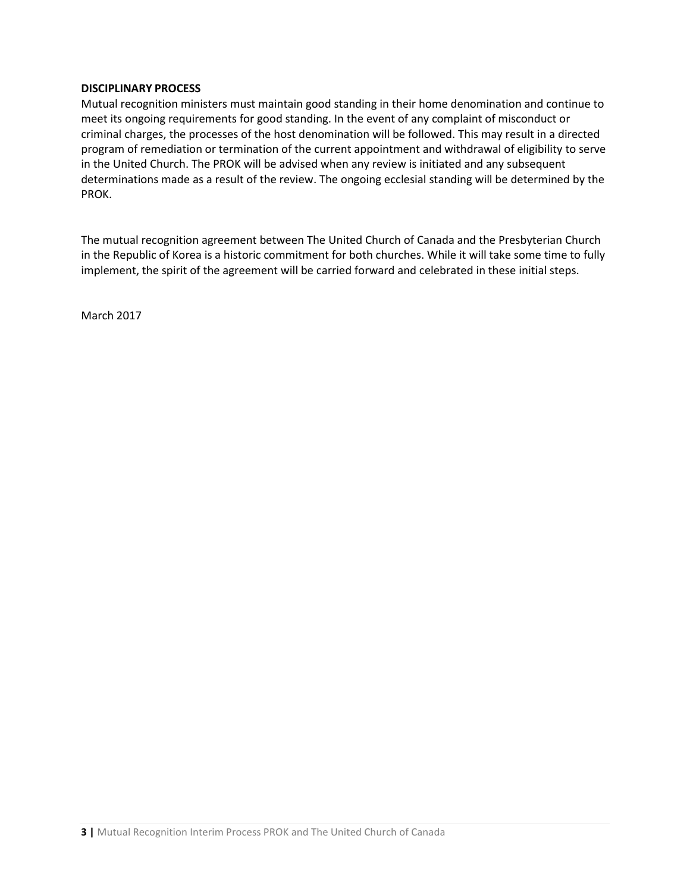**DISCIPLINARY PROCESS**

Mutual recognition ministers must maintain good standing in their home denomination and continue to meet its ongoing requirements for good standing. In the event of any complaint of misconduct or criminal charges, the processes of the host denomination will be followed. This may result in a directed program of remediation or termination of the current appointment and withdrawal of eligibility to serve in the United Church. The PROK will be advised when any review is initiated and any subsequent determinations made as a result of the review. The ongoing ecclesial standing will be determined by the PROK.

The mutual recognition agreement between The United Church of Canada and the Presbyterian Church in the Republic of Korea is a historic commitment for both churches. While it will take some time to fully implement, the spirit of the agreement will be carried forward and celebrated in these initial steps.

March 2017